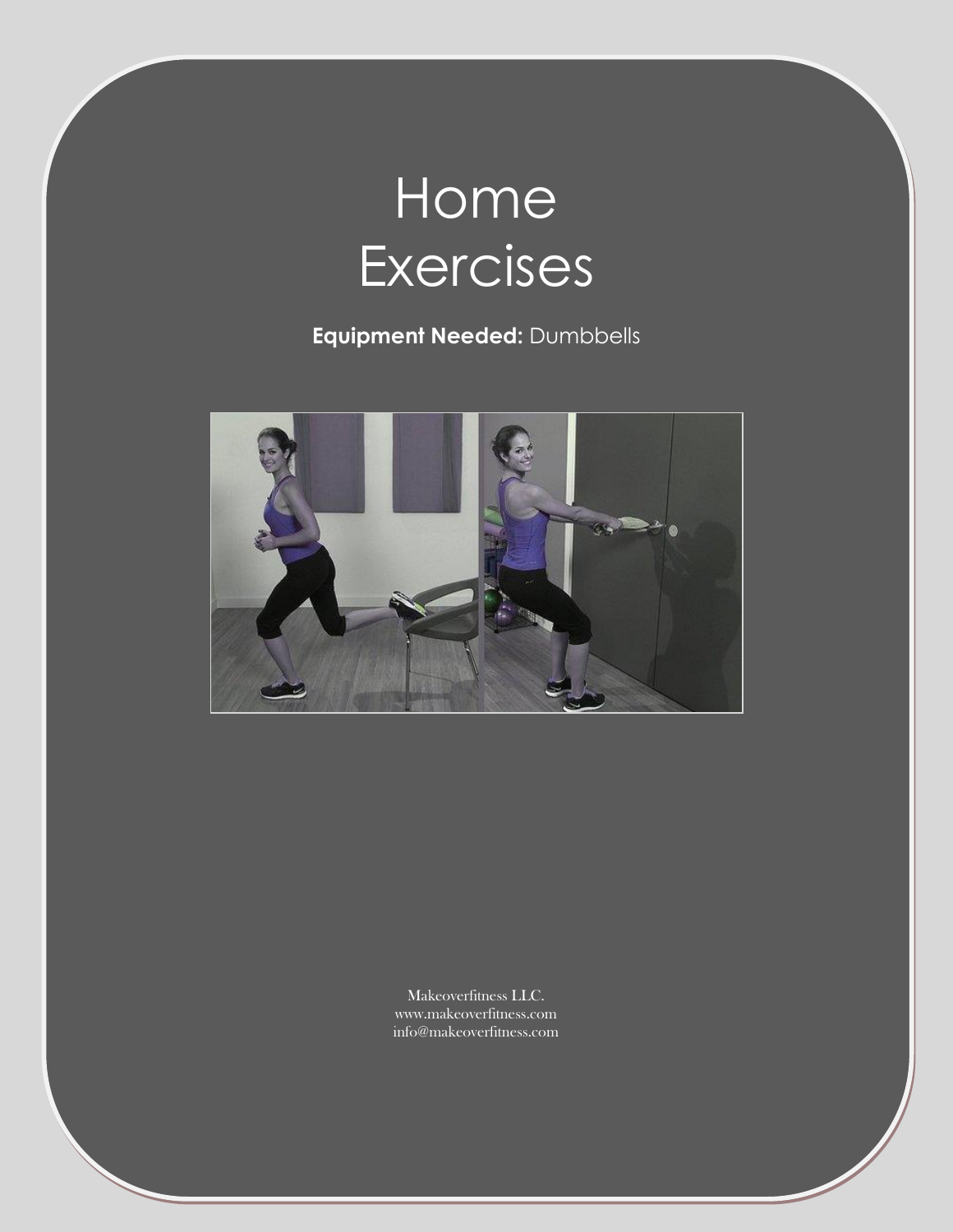# Home Exercises

**Equipment Needed:** Dumbbells

Makeoverfitness LLC.
www.makeoverfitness.com
info@makeoverfitness.com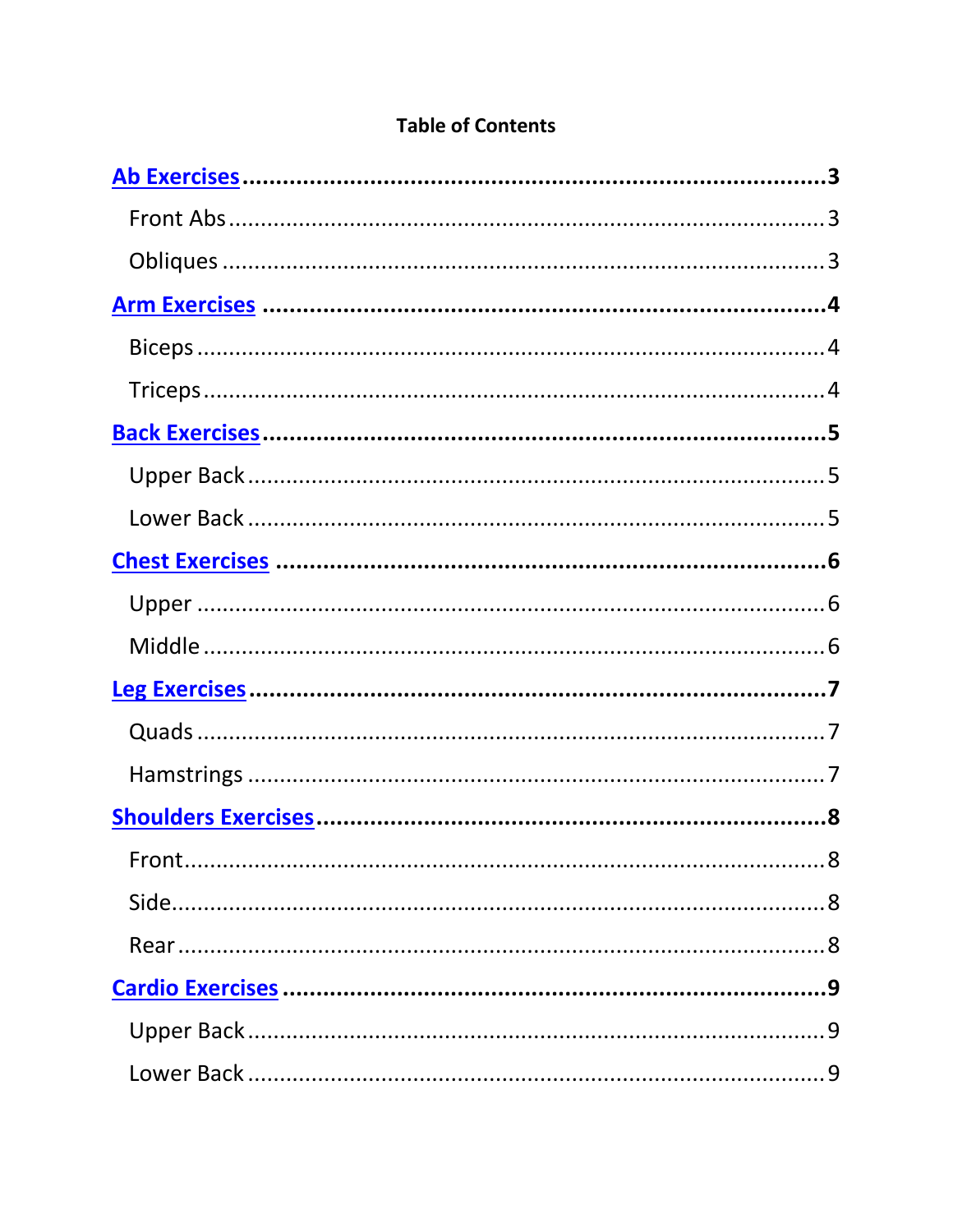**Table of Contents**

**[Ab Exercises](#) ........................................................................ 3**

  Front Abs ........................................................................ 3

  Obliques ........................................................................ 3

**[Arm Exercises](#) ........................................................................ 4**

  Biceps ........................................................................ 4

  Triceps ........................................................................ 4

**[Back Exercises](#) ........................................................................ 5**

  Upper Back ........................................................................ 5

  Lower Back ........................................................................ 5

**[Chest Exercises](#) ........................................................................ 6**

  Upper ........................................................................ 6

  Middle ........................................................................ 6

**[Leg Exercises](#) ........................................................................ 7**

  Quads ........................................................................ 7

  Hamstrings ........................................................................ 7

**[Shoulders Exercises](#) ........................................................................ 8**

  Front ........................................................................ 8

  Side ........................................................................ 8

  Rear ........................................................................ 8

**[Cardio Exercises](#) ........................................................................ 9**

  Upper Back ........................................................................ 9

  Lower Back ........................................................................ 9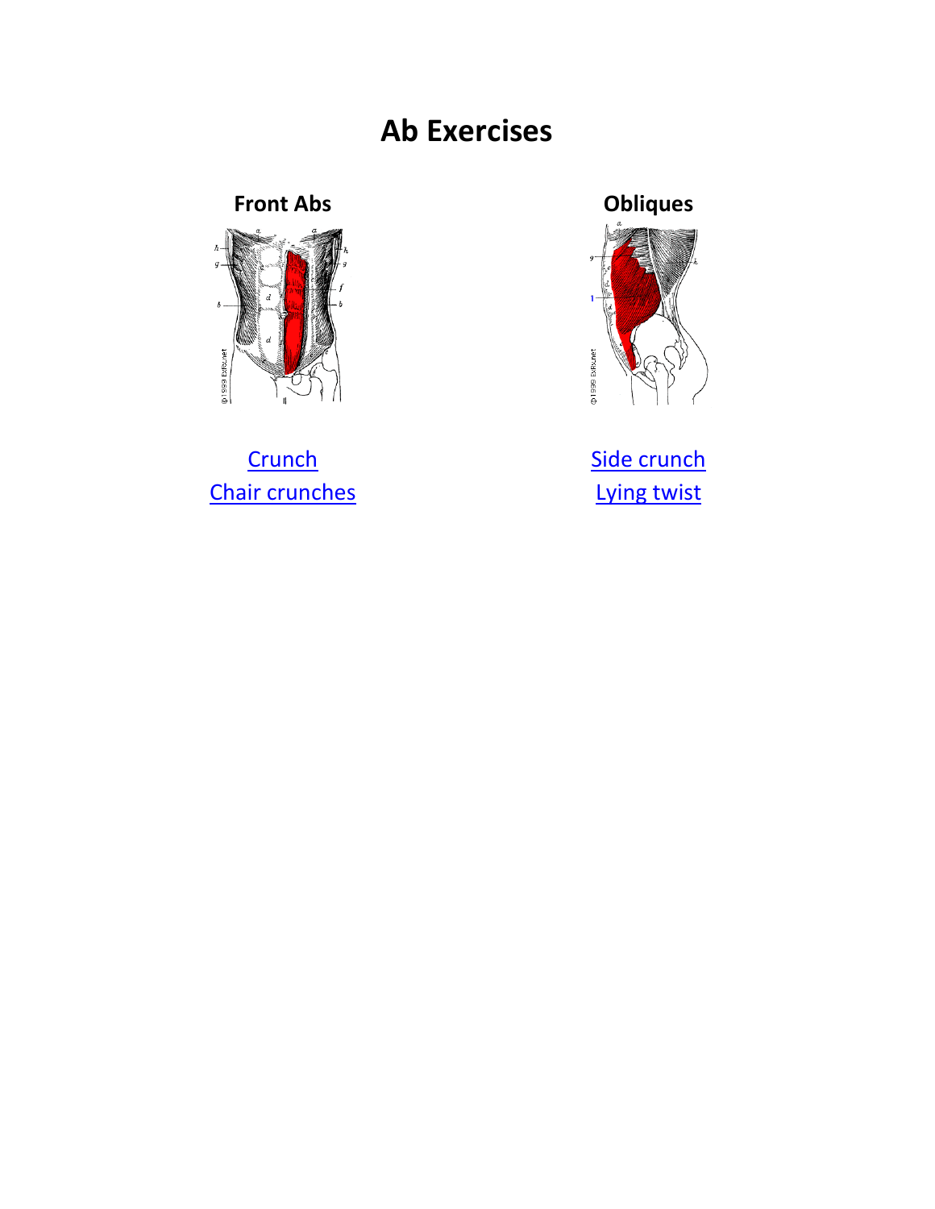# Ab Exercises

## Front Abs

[Crunch]
[Chair crunches]

## Obliques

[Side crunch]
[Lying twist]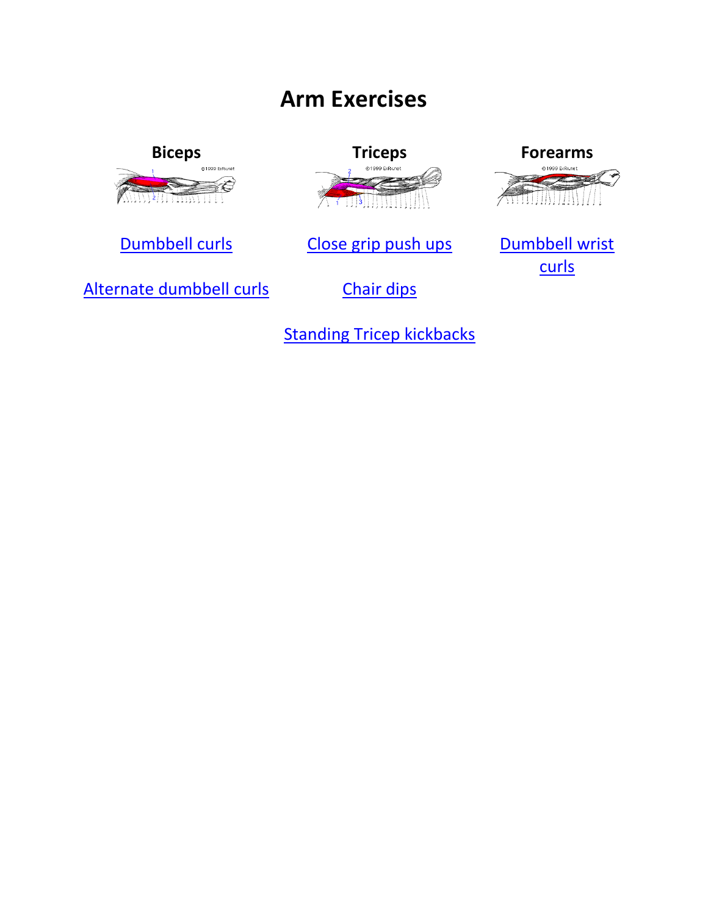# Arm Exercises

### Biceps

Dumbbell curls

Alternate dumbbell curls

### Triceps

Close grip push ups

Chair dips

Standing Tricep kickbacks

### Forearms

Dumbbell wrist curls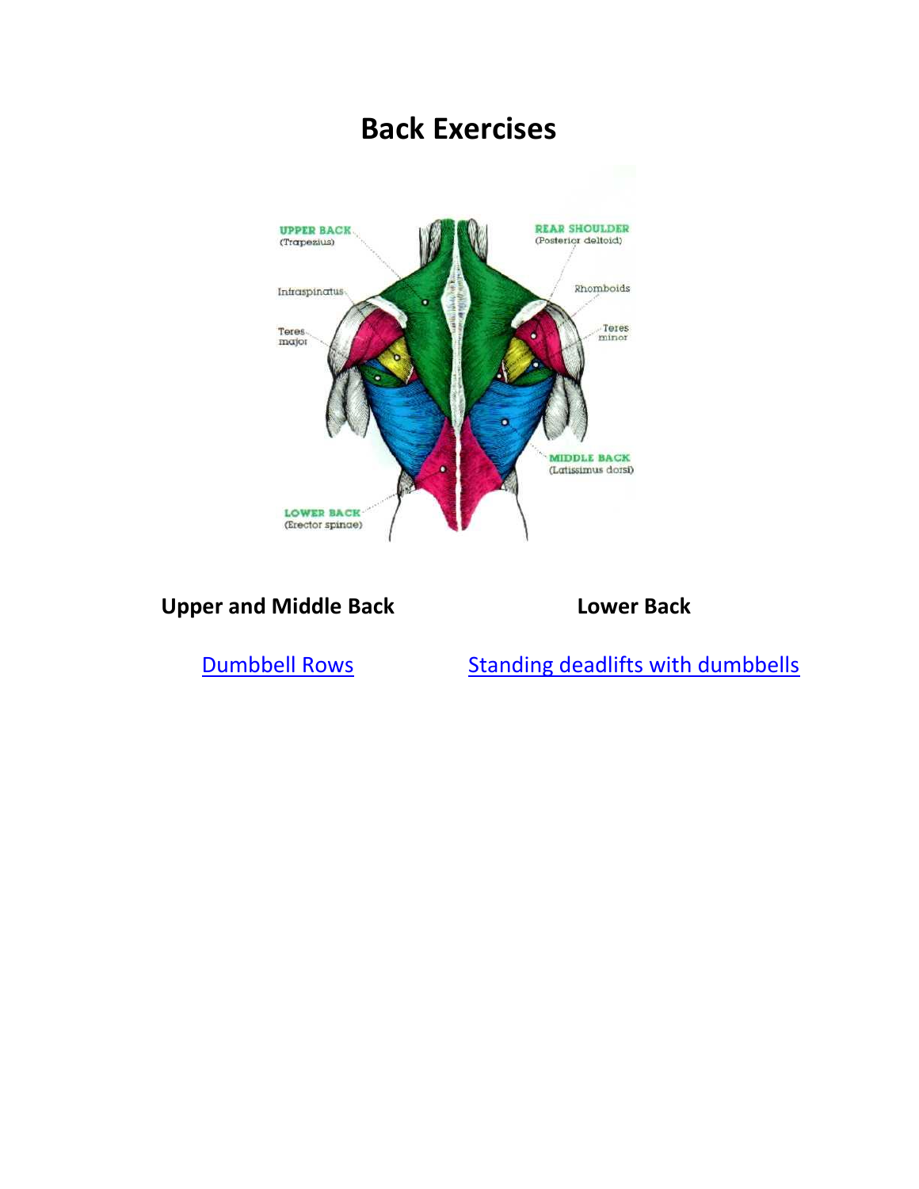# Back Exercises

| Upper and Middle Back | Lower Back |
| --- | --- |
| Dumbbell Rows | Standing deadlifts with dumbbells |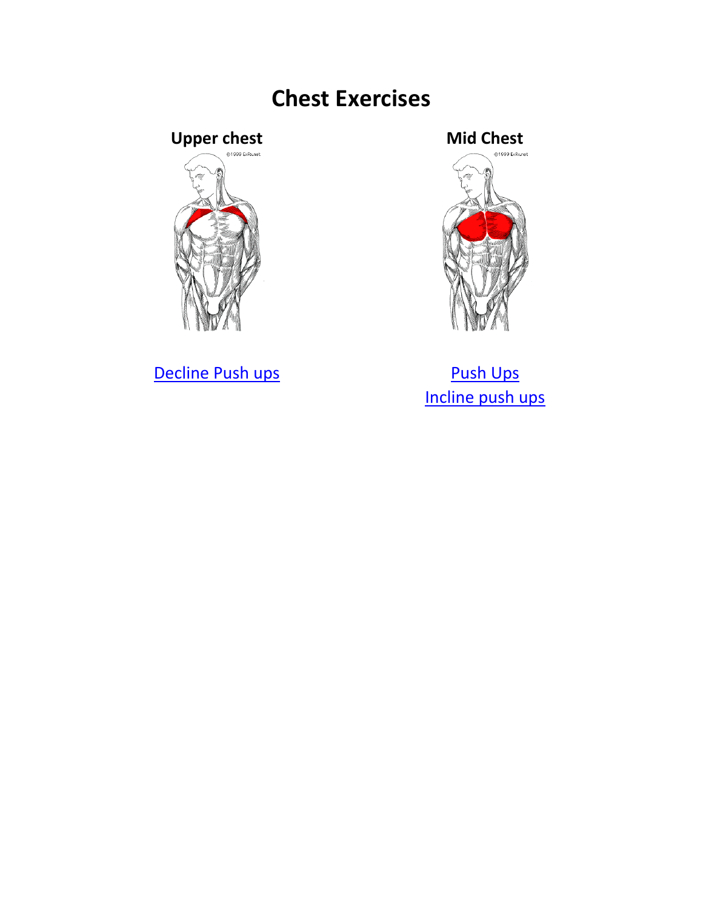# Chest Exercises

**Upper chest**

Decline Push ups

**Mid Chest**

Push Ups

Incline push ups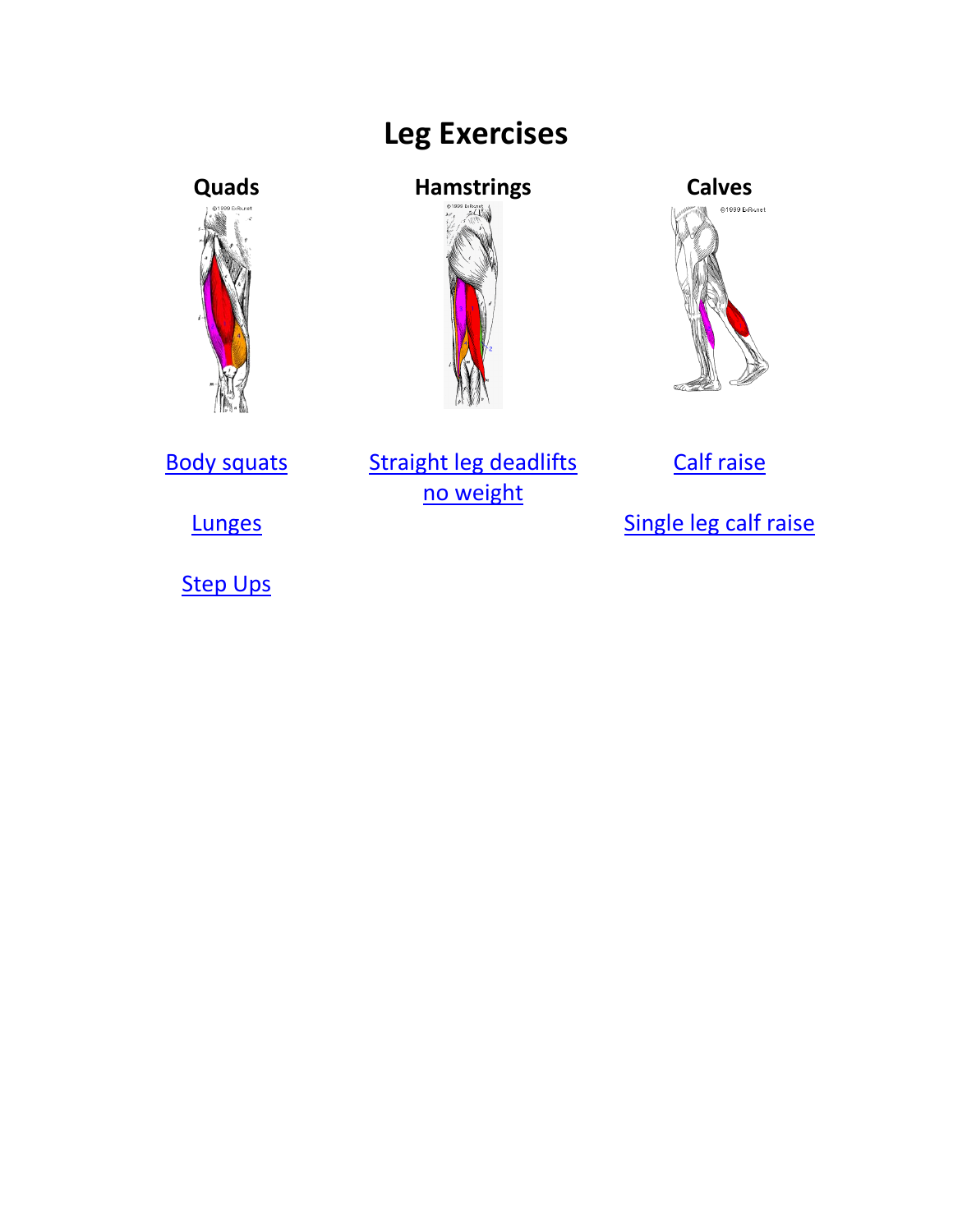# Leg Exercises

## Quads

Body squats

Lunges

Step Ups

## Hamstrings

Straight leg deadlifts no weight

## Calves

Calf raise

Single leg calf raise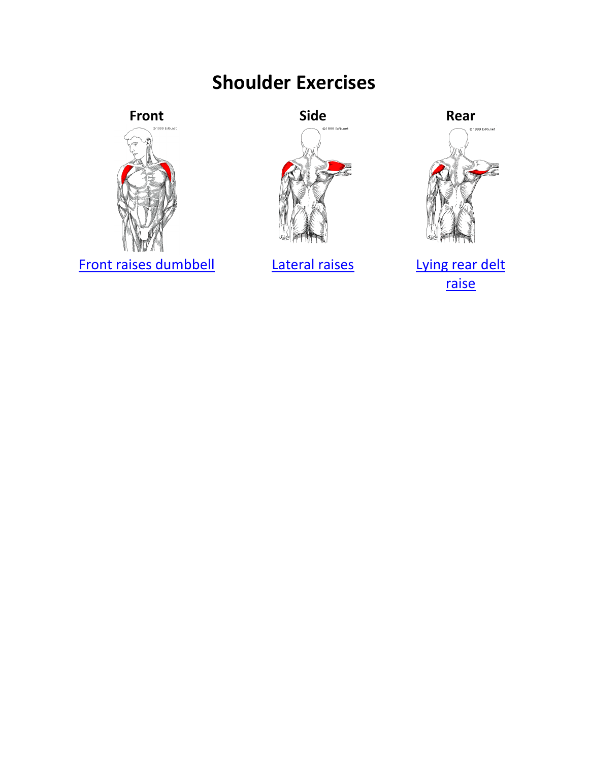# Shoulder Exercises

| Front | Side | Rear |
| --- | --- | --- |
| Front raises dumbbell | Lateral raises | Lying rear delt raise |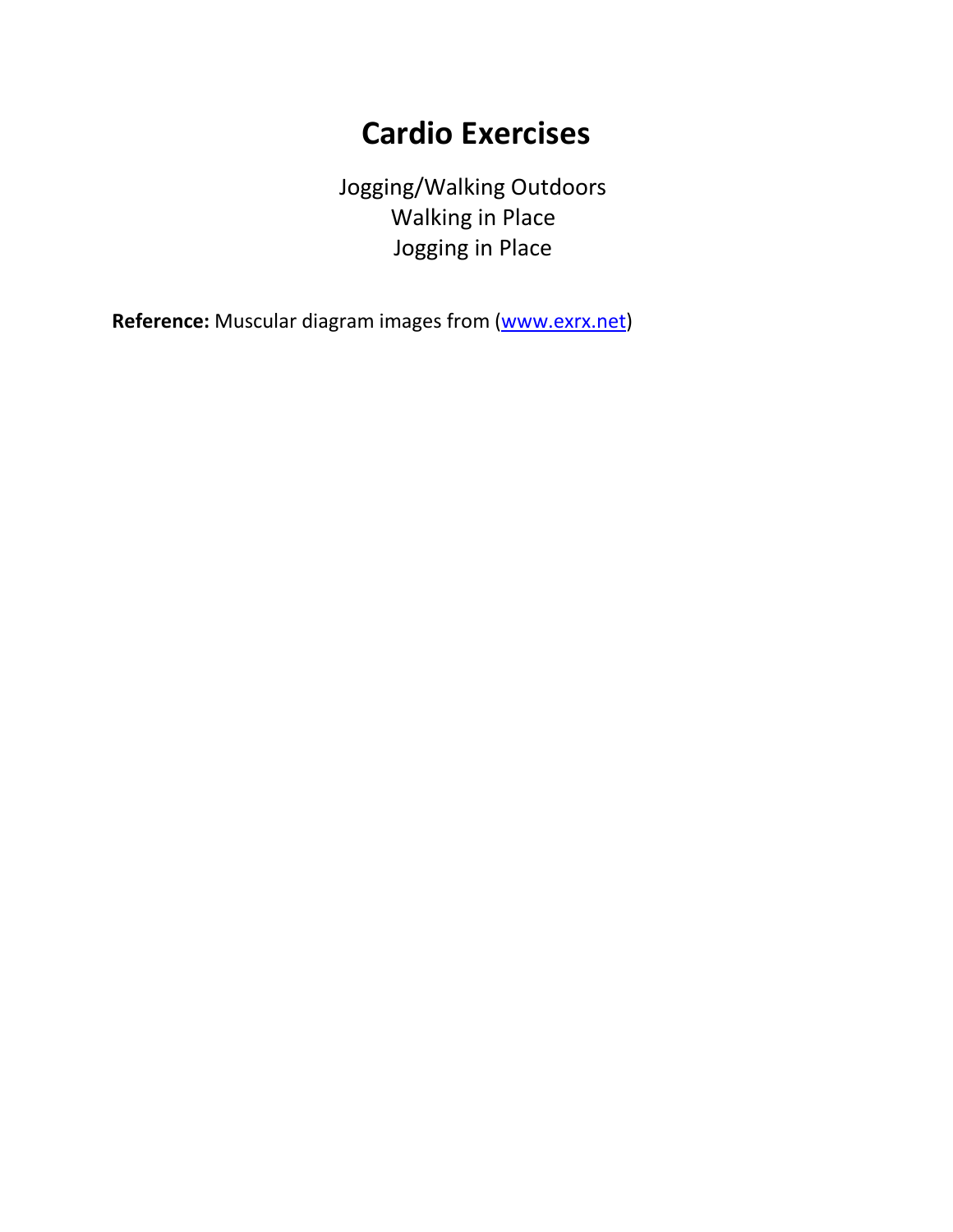# Cardio Exercises

Jogging/Walking Outdoors
Walking in Place
Jogging in Place

**Reference:** Muscular diagram images from ([www.exrx.net](http://www.exrx.net))